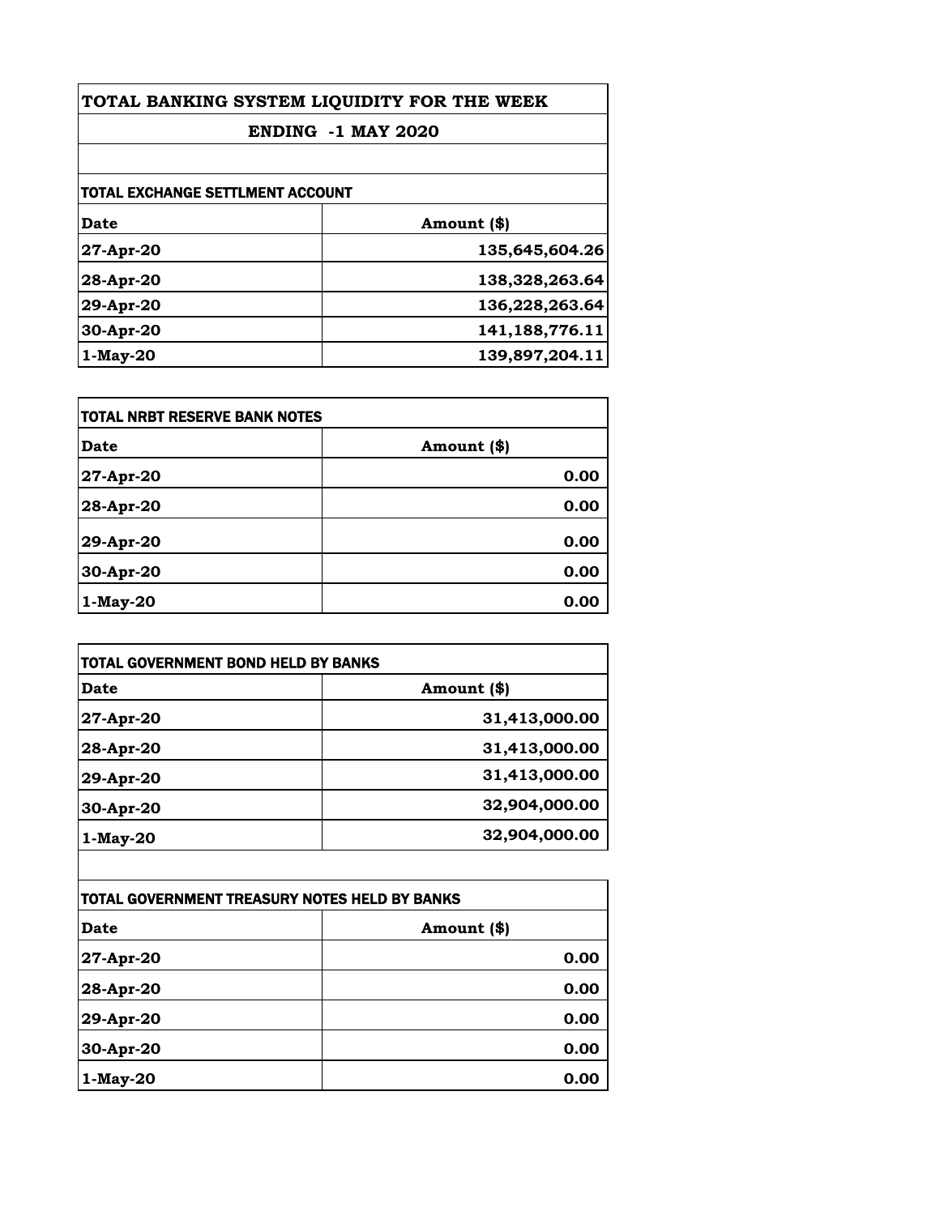# TOTAL BANKING SYSTEM LIQUIDITY FOR THE WEEK

## ENDING -1 MAY 2020

### TOTAL EXCHANGE SETTLMENT ACCOUNT

| Date | Amount ($) |
|---|---|
| 27-Apr-20 | 135,645,604.26 |
| 28-Apr-20 | 138,328,263.64 |
| 29-Apr-20 | 136,228,263.64 |
| 30-Apr-20 | 141,188,776.11 |
| 1-May-20 | 139,897,204.11 |

### TOTAL NRBT RESERVE BANK NOTES

| Date | Amount ($) |
|---|---|
| 27-Apr-20 | 0.00 |
| 28-Apr-20 | 0.00 |
| 29-Apr-20 | 0.00 |
| 30-Apr-20 | 0.00 |
| 1-May-20 | 0.00 |

### TOTAL GOVERNMENT BOND HELD BY BANKS

| Date | Amount ($) |
|---|---|
| 27-Apr-20 | 31,413,000.00 |
| 28-Apr-20 | 31,413,000.00 |
| 29-Apr-20 | 31,413,000.00 |
| 30-Apr-20 | 32,904,000.00 |
| 1-May-20 | 32,904,000.00 |

### TOTAL GOVERNMENT TREASURY NOTES HELD BY BANKS

| Date | Amount ($) |
|---|---|
| 27-Apr-20 | 0.00 |
| 28-Apr-20 | 0.00 |
| 29-Apr-20 | 0.00 |
| 30-Apr-20 | 0.00 |
| 1-May-20 | 0.00 |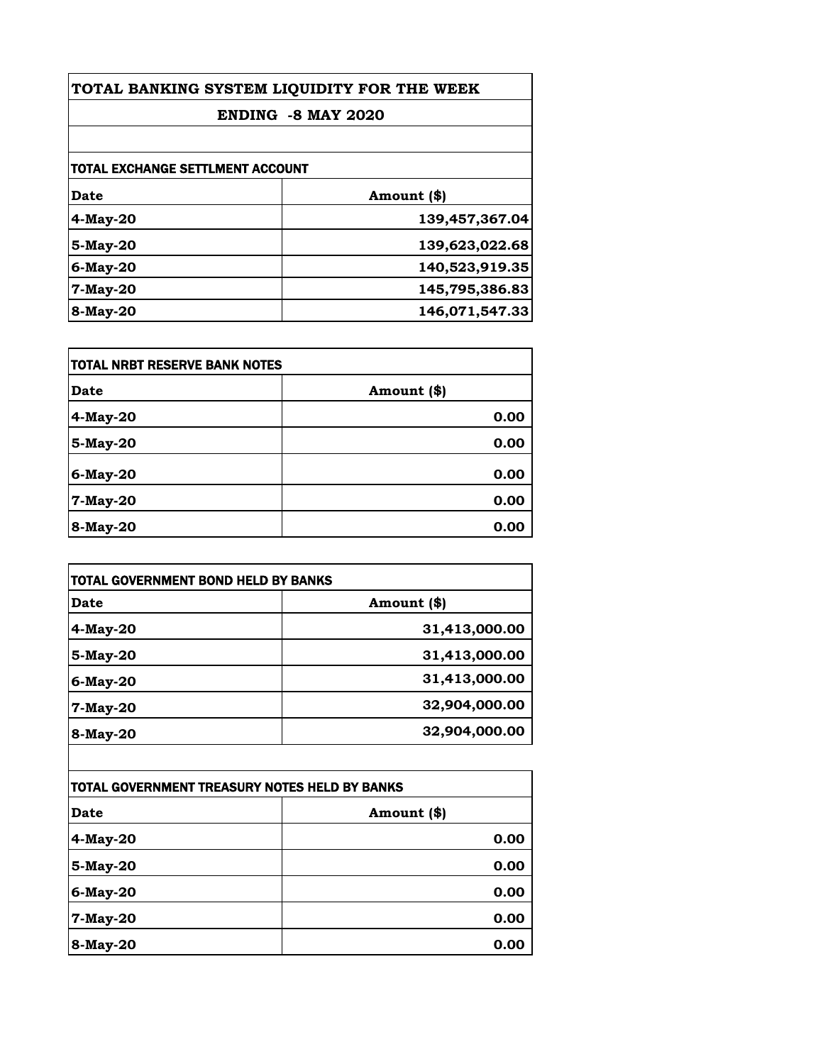# TOTAL BANKING SYSTEM LIQUIDITY FOR THE WEEK

## ENDING -8 MAY 2020

**TOTAL EXCHANGE SETTLMENT ACCOUNT**

| Date | Amount ($) |
|---|---|
| 4-May-20 | 139,457,367.04 |
| 5-May-20 | 139,623,022.68 |
| 6-May-20 | 140,523,919.35 |
| 7-May-20 | 145,795,386.83 |
| 8-May-20 | 146,071,547.33 |

**TOTAL NRBT RESERVE BANK NOTES**

| Date | Amount ($) |
|---|---|
| 4-May-20 | 0.00 |
| 5-May-20 | 0.00 |
| 6-May-20 | 0.00 |
| 7-May-20 | 0.00 |
| 8-May-20 | 0.00 |

**TOTAL GOVERNMENT BOND HELD BY BANKS**

| Date | Amount ($) |
|---|---|
| 4-May-20 | 31,413,000.00 |
| 5-May-20 | 31,413,000.00 |
| 6-May-20 | 31,413,000.00 |
| 7-May-20 | 32,904,000.00 |
| 8-May-20 | 32,904,000.00 |

**TOTAL GOVERNMENT TREASURY NOTES HELD BY BANKS**

| Date | Amount ($) |
|---|---|
| 4-May-20 | 0.00 |
| 5-May-20 | 0.00 |
| 6-May-20 | 0.00 |
| 7-May-20 | 0.00 |
| 8-May-20 | 0.00 |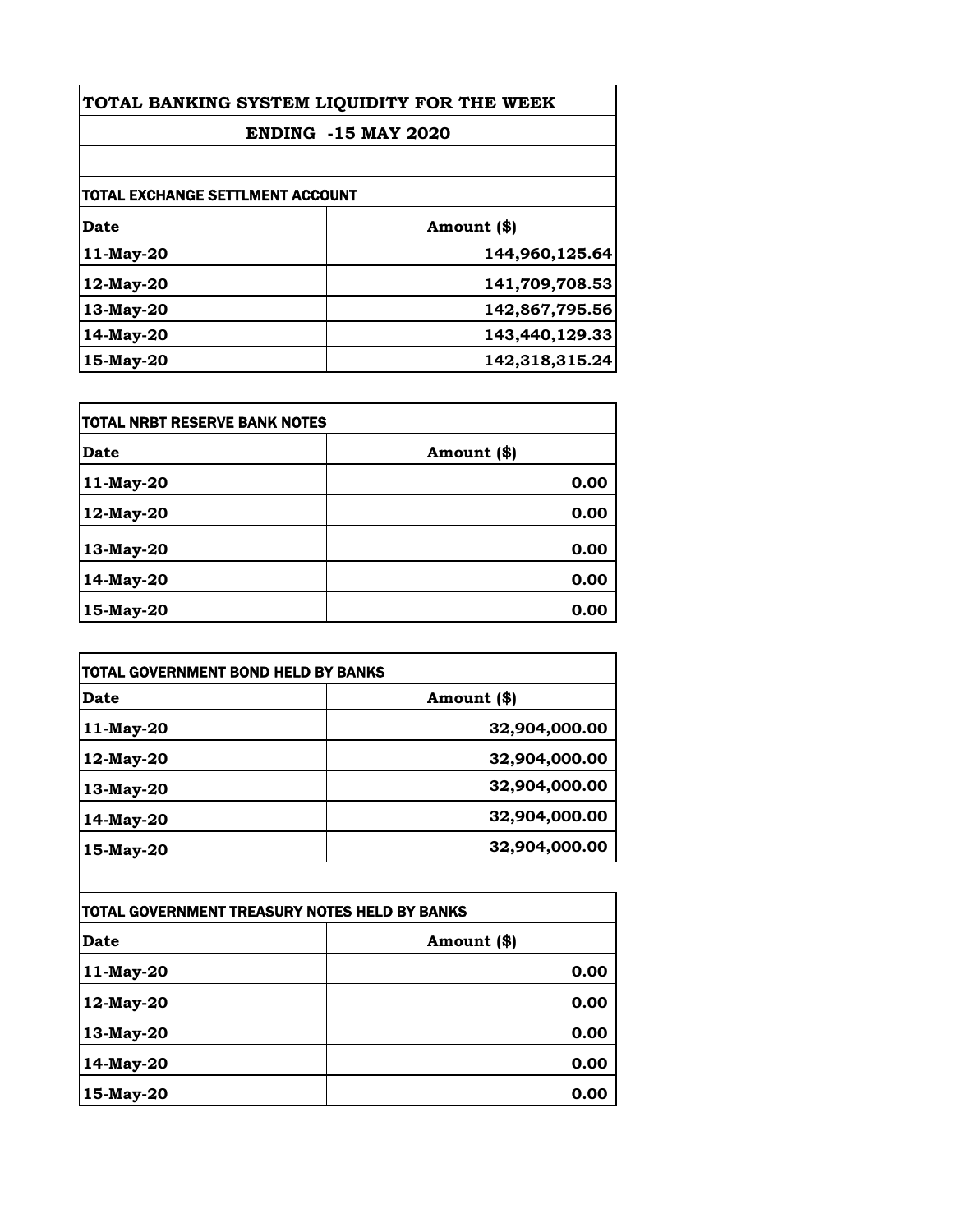# TOTAL BANKING SYSTEM LIQUIDITY FOR THE WEEK

## ENDING -15 MAY 2020

### TOTAL EXCHANGE SETTLMENT ACCOUNT

| Date | Amount ($) |
|---|---|
| 11-May-20 | 144,960,125.64 |
| 12-May-20 | 141,709,708.53 |
| 13-May-20 | 142,867,795.56 |
| 14-May-20 | 143,440,129.33 |
| 15-May-20 | 142,318,315.24 |

### TOTAL NRBT RESERVE BANK NOTES

| Date | Amount ($) |
|---|---|
| 11-May-20 | 0.00 |
| 12-May-20 | 0.00 |
| 13-May-20 | 0.00 |
| 14-May-20 | 0.00 |
| 15-May-20 | 0.00 |

### TOTAL GOVERNMENT BOND HELD BY BANKS

| Date | Amount ($) |
|---|---|
| 11-May-20 | 32,904,000.00 |
| 12-May-20 | 32,904,000.00 |
| 13-May-20 | 32,904,000.00 |
| 14-May-20 | 32,904,000.00 |
| 15-May-20 | 32,904,000.00 |

### TOTAL GOVERNMENT TREASURY NOTES HELD BY BANKS

| Date | Amount ($) |
|---|---|
| 11-May-20 | 0.00 |
| 12-May-20 | 0.00 |
| 13-May-20 | 0.00 |
| 14-May-20 | 0.00 |
| 15-May-20 | 0.00 |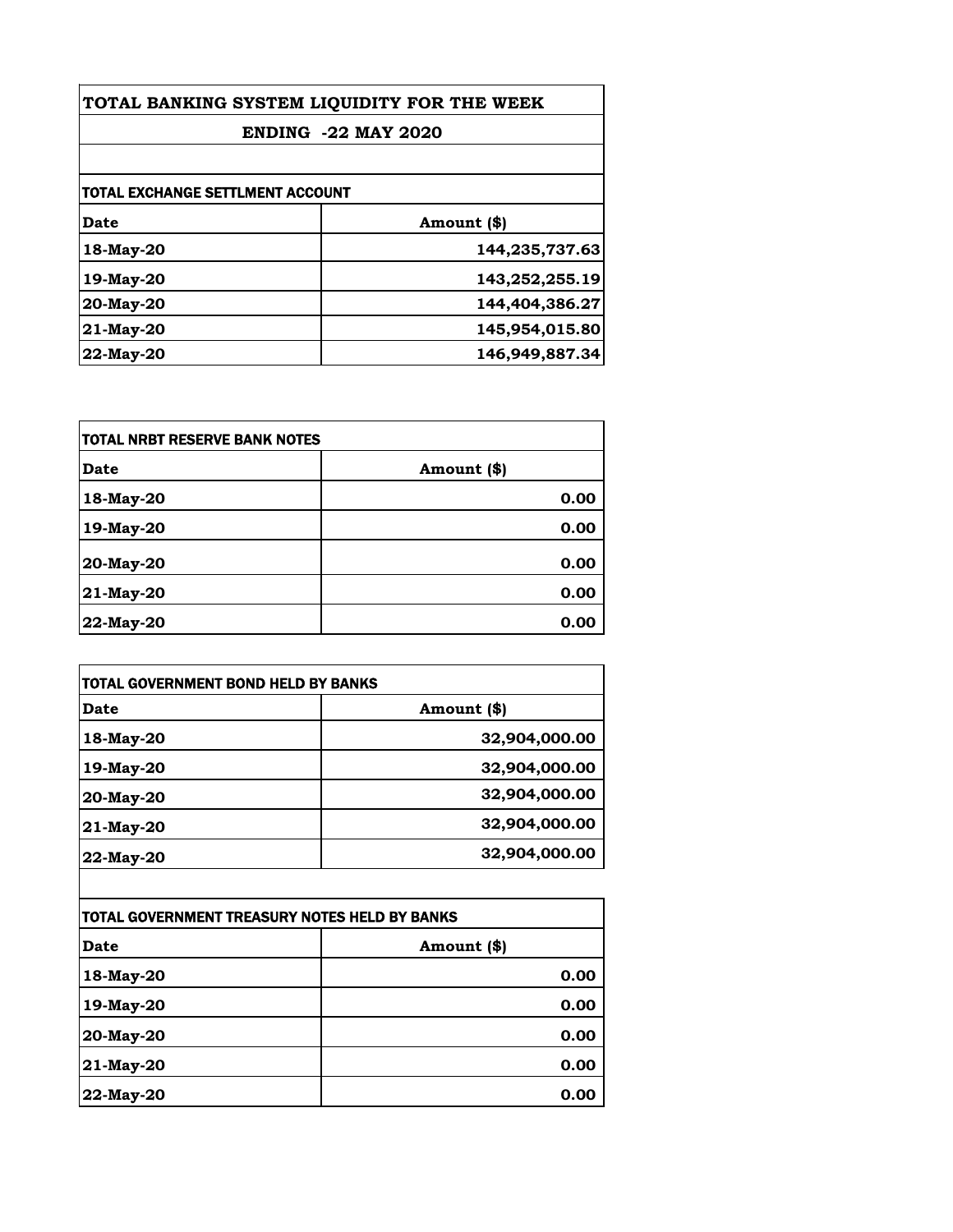## TOTAL BANKING SYSTEM LIQUIDITY FOR THE WEEK

### ENDING -22 MAY 2020

**TOTAL EXCHANGE SETTLMENT ACCOUNT**

| Date | Amount ($) |
|---|---|
| 18-May-20 | 144,235,737.63 |
| 19-May-20 | 143,252,255.19 |
| 20-May-20 | 144,404,386.27 |
| 21-May-20 | 145,954,015.80 |
| 22-May-20 | 146,949,887.34 |

**TOTAL NRBT RESERVE BANK NOTES**

| Date | Amount ($) |
|---|---|
| 18-May-20 | 0.00 |
| 19-May-20 | 0.00 |
| 20-May-20 | 0.00 |
| 21-May-20 | 0.00 |
| 22-May-20 | 0.00 |

**TOTAL GOVERNMENT BOND HELD BY BANKS**

| Date | Amount ($) |
|---|---|
| 18-May-20 | 32,904,000.00 |
| 19-May-20 | 32,904,000.00 |
| 20-May-20 | 32,904,000.00 |
| 21-May-20 | 32,904,000.00 |
| 22-May-20 | 32,904,000.00 |

**TOTAL GOVERNMENT TREASURY NOTES HELD BY BANKS**

| Date | Amount ($) |
|---|---|
| 18-May-20 | 0.00 |
| 19-May-20 | 0.00 |
| 20-May-20 | 0.00 |
| 21-May-20 | 0.00 |
| 22-May-20 | 0.00 |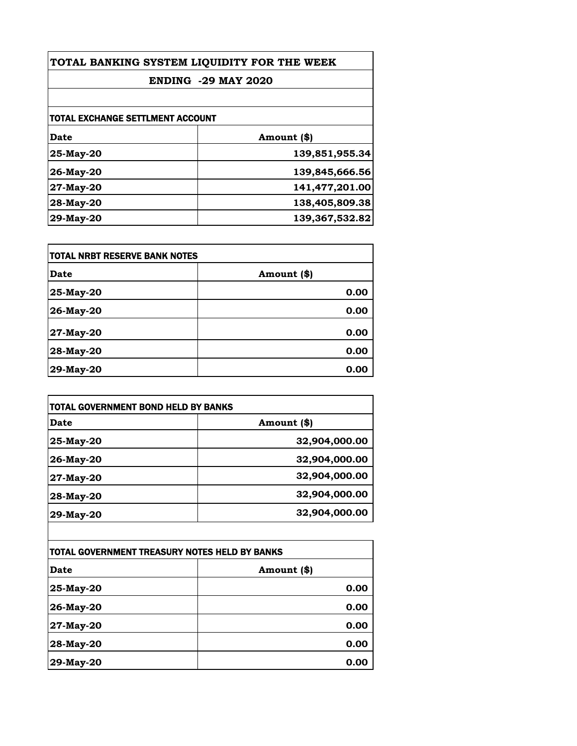# TOTAL BANKING SYSTEM LIQUIDITY FOR THE WEEK

## ENDING -29 MAY 2020

### TOTAL EXCHANGE SETTLMENT ACCOUNT

| Date | Amount ($) |
|---|---|
| 25-May-20 | 139,851,955.34 |
| 26-May-20 | 139,845,666.56 |
| 27-May-20 | 141,477,201.00 |
| 28-May-20 | 138,405,809.38 |
| 29-May-20 | 139,367,532.82 |

### TOTAL NRBT RESERVE BANK NOTES

| Date | Amount ($) |
|---|---|
| 25-May-20 | 0.00 |
| 26-May-20 | 0.00 |
| 27-May-20 | 0.00 |
| 28-May-20 | 0.00 |
| 29-May-20 | 0.00 |

### TOTAL GOVERNMENT BOND HELD BY BANKS

| Date | Amount ($) |
|---|---|
| 25-May-20 | 32,904,000.00 |
| 26-May-20 | 32,904,000.00 |
| 27-May-20 | 32,904,000.00 |
| 28-May-20 | 32,904,000.00 |
| 29-May-20 | 32,904,000.00 |

### TOTAL GOVERNMENT TREASURY NOTES HELD BY BANKS

| Date | Amount ($) |
|---|---|
| 25-May-20 | 0.00 |
| 26-May-20 | 0.00 |
| 27-May-20 | 0.00 |
| 28-May-20 | 0.00 |
| 29-May-20 | 0.00 |